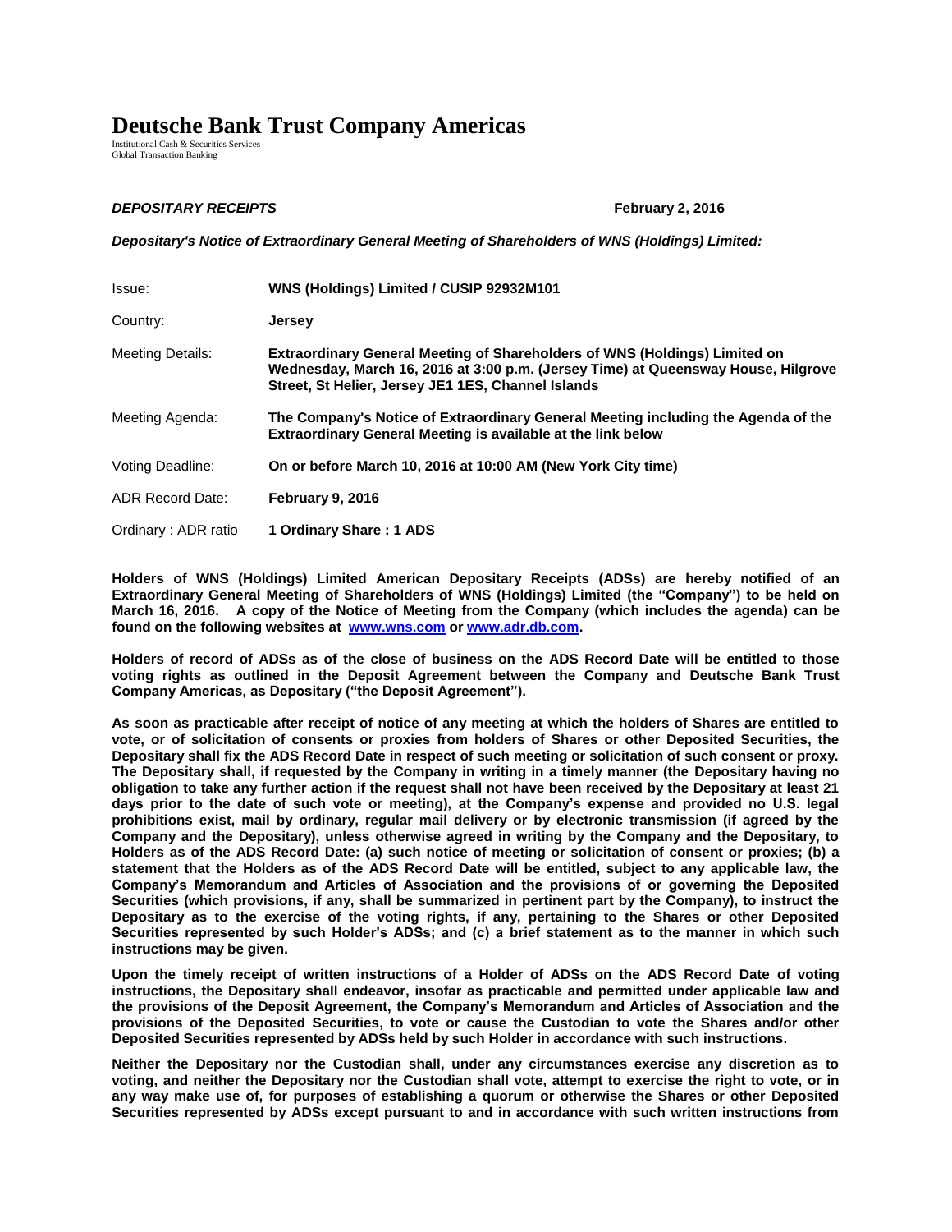# Deutsche Bank Trust Company Americas

Institutional Cash & Securities Services
Global Transaction Banking

***DEPOSITARY RECEIPTS*** **February 2, 2016**

***Depositary's Notice of Extraordinary General Meeting of Shareholders of WNS (Holdings) Limited:***

| | |
|---|---|
| Issue: | **WNS (Holdings) Limited / CUSIP 92932M101** |
| Country: | **Jersey** |
| Meeting Details: | **Extraordinary General Meeting of Shareholders of WNS (Holdings) Limited on Wednesday, March 16, 2016 at 3:00 p.m. (Jersey Time) at Queensway House, Hilgrove Street, St Helier, Jersey JE1 1ES, Channel Islands** |
| Meeting Agenda: | **The Company's Notice of Extraordinary General Meeting including the Agenda of the Extraordinary General Meeting is available at the link below** |
| Voting Deadline: | **On or before March 10, 2016 at 10:00 AM (New York City time)** |
| ADR Record Date: | **February 9, 2016** |
| Ordinary : ADR ratio | **1 Ordinary Share : 1 ADS** |

**Holders of WNS (Holdings) Limited American Depositary Receipts (ADSs) are hereby notified of an Extraordinary General Meeting of Shareholders of WNS (Holdings) Limited (the "Company") to be held on March 16, 2016. A copy of the Notice of Meeting from the Company (which includes the agenda) can be found on the following websites at [www.wns.com](http://www.wns.com) or [www.adr.db.com](http://www.adr.db.com).**

**Holders of record of ADSs as of the close of business on the ADS Record Date will be entitled to those voting rights as outlined in the Deposit Agreement between the Company and Deutsche Bank Trust Company Americas, as Depositary ("the Deposit Agreement").**

**As soon as practicable after receipt of notice of any meeting at which the holders of Shares are entitled to vote, or of solicitation of consents or proxies from holders of Shares or other Deposited Securities, the Depositary shall fix the ADS Record Date in respect of such meeting or solicitation of such consent or proxy. The Depositary shall, if requested by the Company in writing in a timely manner (the Depositary having no obligation to take any further action if the request shall not have been received by the Depositary at least 21 days prior to the date of such vote or meeting), at the Company's expense and provided no U.S. legal prohibitions exist, mail by ordinary, regular mail delivery or by electronic transmission (if agreed by the Company and the Depositary), unless otherwise agreed in writing by the Company and the Depositary, to Holders as of the ADS Record Date: (a) such notice of meeting or solicitation of consent or proxies; (b) a statement that the Holders as of the ADS Record Date will be entitled, subject to any applicable law, the Company's Memorandum and Articles of Association and the provisions of or governing the Deposited Securities (which provisions, if any, shall be summarized in pertinent part by the Company), to instruct the Depositary as to the exercise of the voting rights, if any, pertaining to the Shares or other Deposited Securities represented by such Holder's ADSs; and (c) a brief statement as to the manner in which such instructions may be given.**

**Upon the timely receipt of written instructions of a Holder of ADSs on the ADS Record Date of voting instructions, the Depositary shall endeavor, insofar as practicable and permitted under applicable law and the provisions of the Deposit Agreement, the Company's Memorandum and Articles of Association and the provisions of the Deposited Securities, to vote or cause the Custodian to vote the Shares and/or other Deposited Securities represented by ADSs held by such Holder in accordance with such instructions.**

**Neither the Depositary nor the Custodian shall, under any circumstances exercise any discretion as to voting, and neither the Depositary nor the Custodian shall vote, attempt to exercise the right to vote, or in any way make use of, for purposes of establishing a quorum or otherwise the Shares or other Deposited Securities represented by ADSs except pursuant to and in accordance with such written instructions from**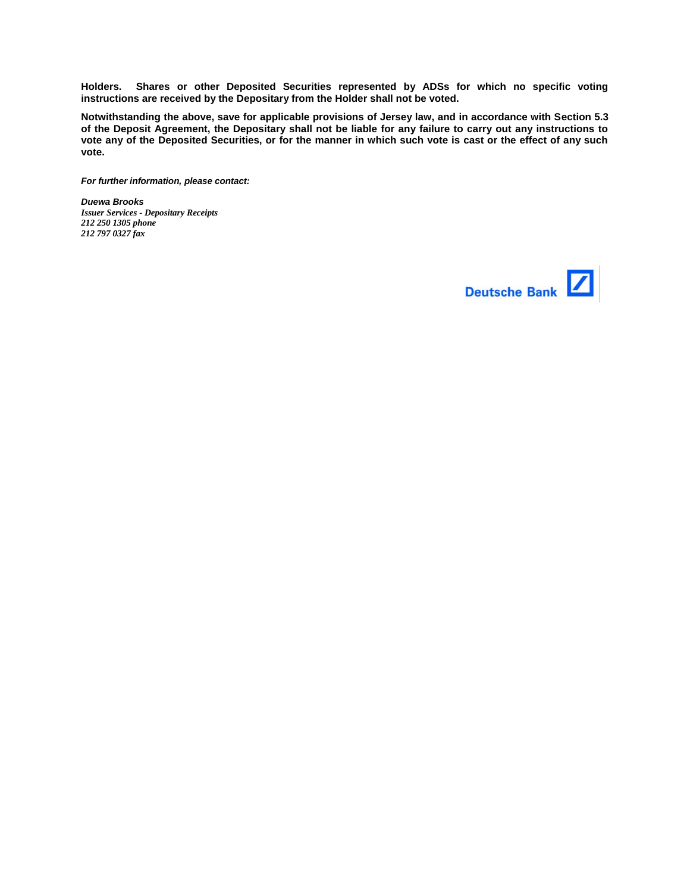**Holders. Shares or other Deposited Securities represented by ADSs for which no specific voting instructions are received by the Depositary from the Holder shall not be voted.**

**Notwithstanding the above, save for applicable provisions of Jersey law, and in accordance with Section 5.3 of the Deposit Agreement, the Depositary shall not be liable for any failure to carry out any instructions to vote any of the Deposited Securities, or for the manner in which such vote is cast or the effect of any such vote.**

***For further information, please contact:***

***Duewa Brooks***
***Issuer Services - Depositary Receipts***
***212 250 1305 phone***
***212 797 0327 fax***

Deutsche Bank